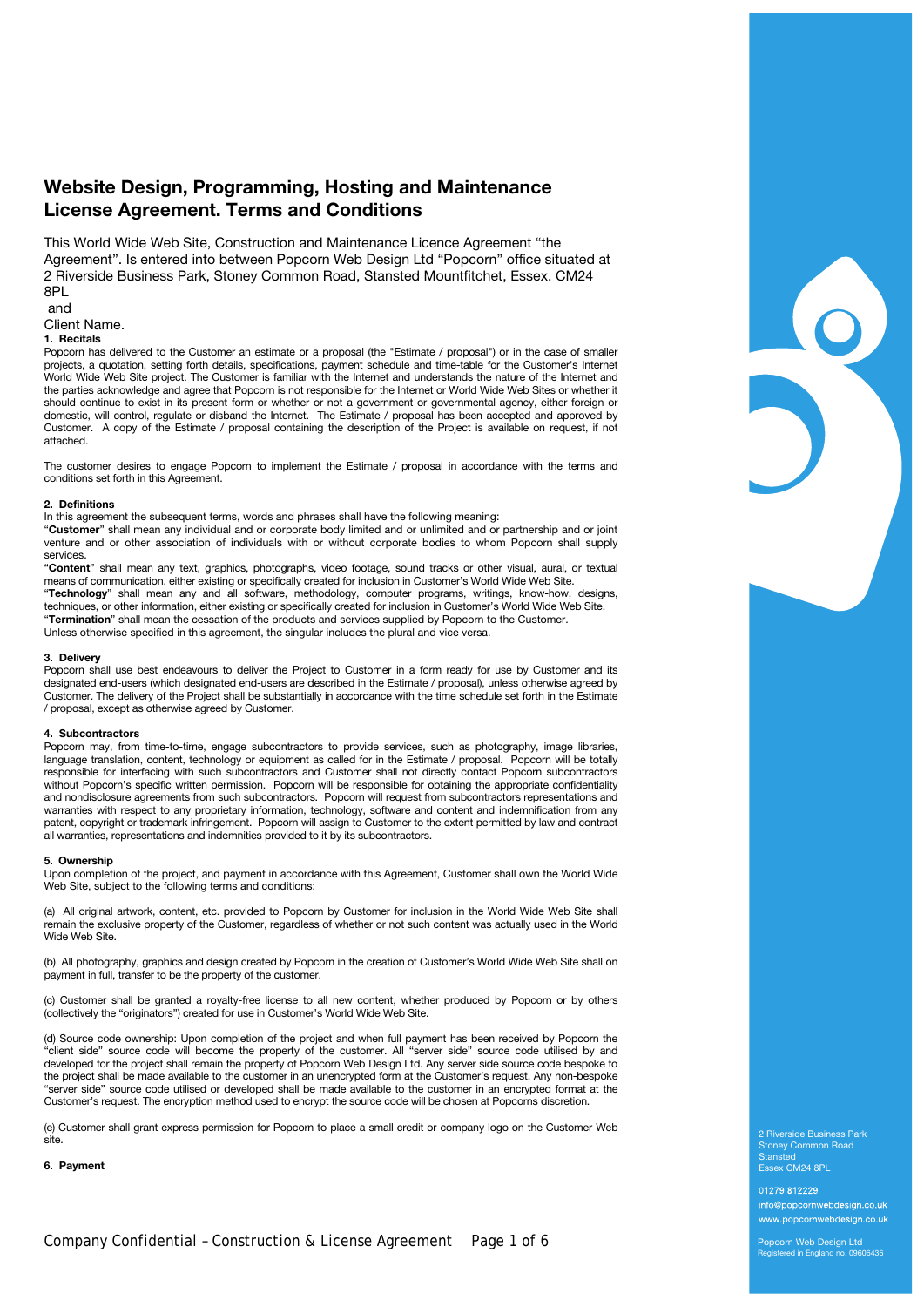# Website Design, Programming, Hosting and Maintenance License Agreement. Terms and Conditions

This World Wide Web Site, Construction and Maintenance Licence Agreement "the Agreement". Is entered into between Popcorn Web Design Ltd "Popcorn" office situated at 2 Riverside Business Park, Stoney Common Road, Stansted Mountfitchet, Essex. CM24 8PL

and

Client Name.

## 1. Recitals

Popcorn has delivered to the Customer an estimate or a proposal (the "Estimate / proposal") or in the case of smaller projects, a quotation, setting forth details, specifications, payment schedule and time-table for the Customer's Internet World Wide Web Site project. The Customer is familiar with the Internet and understands the nature of the Internet and the parties acknowledge and agree that Popcorn is not responsible for the Internet or World Wide Web Sites or whether it should continue to exist in its present form or whether or not a government or governmental agency, either foreign or domestic, will control, regulate or disband the Internet. The Estimate / proposal has been accepted and approved by Customer. A copy of the Estimate / proposal containing the description of the Project is available on request, if not attached.

The customer desires to engage Popcorn to implement the Estimate / proposal in accordance with the terms and conditions set forth in this Agreement.

## 2. Definitions

In this agreement the subsequent terms, words and phrases shall have the following meaning:

"**Customer**" shall mean any individual and or corporate body limited and or unlimited and or partnership and or joint venture and or other association of individuals with or without corporate bodies to whom Popcorn shall supply services.

"**Content**" shall mean any text, graphics, photographs, video footage, sound tracks or other visual, aural, or textual means of communication, either existing or specifically created for inclusion in Customer's World Wide Web Site.

"**Technology**" shall mean any and all software, methodology, computer programs, writings, know-how, designs, techniques, or other information, either existing or specifically created for inclusion in Customer's World Wide Web Site.

"**Termination**" shall mean the cessation of the products and services supplied by Popcorn to the Customer.

Unless otherwise specified in this agreement, the singular includes the plural and vice versa.

## 3. Delivery

Popcorn shall use best endeavours to deliver the Project to Customer in a form ready for use by Customer and its designated end-users (which designated end-users are described in the Estimate / proposal), unless otherwise agreed by Customer. The delivery of the Project shall be substantially in accordance with the time schedule set forth in the Estimate / proposal, except as otherwise agreed by Customer.

## 4. Subcontractors

Popcorn may, from time-to-time, engage subcontractors to provide services, such as photography, image libraries, language translation, content, technology or equipment as called for in the Estimate / proposal. Popcorn will be totally responsible for interfacing with such subcontractors and Customer shall not directly contact Popcorn subcontractors without Popcorn's specific written permission. Popcorn will be responsible for obtaining the appropriate confidentiality and nondisclosure agreements from such subcontractors. Popcorn will request from subcontractors representations and warranties with respect to any proprietary information, technology, software and content and indemnification from any patent, copyright or trademark infringement. Popcorn will assign to Customer to the extent permitted by law and contract all warranties, representations and indemnities provided to it by its subcontractors.

## 5. Ownership

Upon completion of the project, and payment in accordance with this Agreement, Customer shall own the World Wide Web Site, subject to the following terms and conditions:

(a) All original artwork, content, etc. provided to Popcorn by Customer for inclusion in the World Wide Web Site shall remain the exclusive property of the Customer, regardless of whether or not such content was actually used in the World Wide Web Site.

(b) All photography, graphics and design created by Popcorn in the creation of Customer's World Wide Web Site shall on payment in full, transfer to be the property of the customer.

(c) Customer shall be granted a royalty-free license to all new content, whether produced by Popcorn or by others (collectively the "originators") created for use in Customer's World Wide Web Site.

(d) Source code ownership: Upon completion of the project and when full payment has been received by Popcorn the "client side" source code will become the property of the customer. All "server side" source code utilised by and developed for the project shall remain the property of Popcorn Web Design Ltd. Any server side source code bespoke to the project shall be made available to the customer in an unencrypted form at the Customer's request. Any non-bespoke "server side" source code utilised or developed shall be made available to the customer in an encrypted format at the Customer's request. The encryption method used to encrypt the source code will be chosen at Popcorns discretion.

(e) Customer shall grant express permission for Popcorn to place a small credit or company logo on the Customer Web site.

## 6. Payment

2 Riverside Business Park
Stoney Common Road
Stansted
Essex CM24 8PL

01279 812229
info@popcornwebdesign.co.uk
www.popcornwebdesign.co.uk

Popcorn Web Design Ltd
Registered in England no. 09606436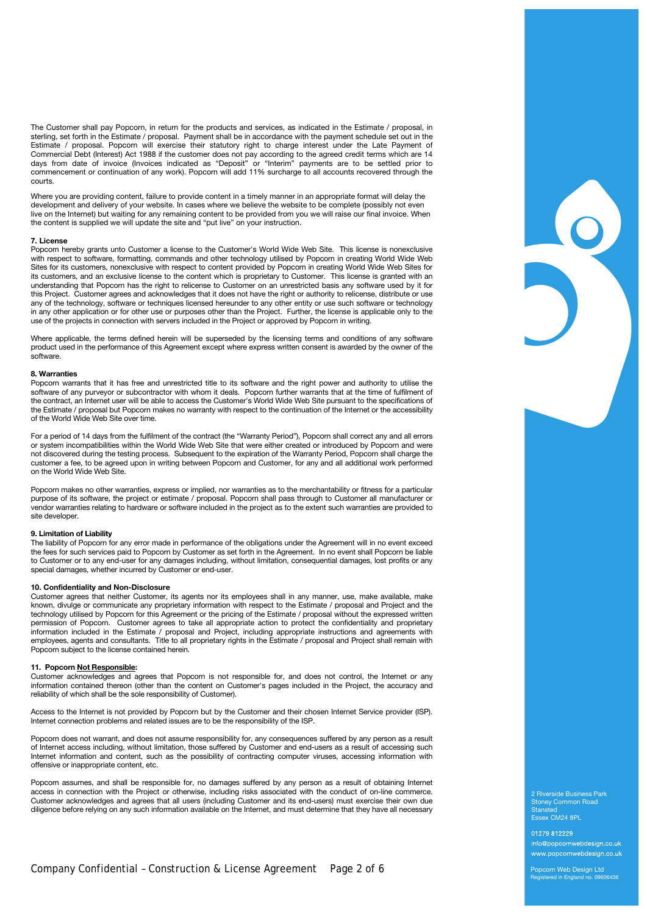The Customer shall pay Popcorn, in return for the products and services, as indicated in the Estimate / proposal, in sterling, set forth in the Estimate / proposal. Payment shall be in accordance with the payment schedule set out in the Estimate / proposal. Popcorn will exercise their statutory right to charge interest under the Late Payment of Commercial Debt (Interest) Act 1988 if the customer does not pay according to the agreed credit terms which are 14 days from date of invoice (Invoices indicated as "Deposit" or "Interim" payments are to be settled prior to commencement or continuation of any work). Popcorn will add 11% surcharge to all accounts recovered through the courts.

Where you are providing content, failure to provide content in a timely manner in an appropriate format will delay the development and delivery of your website. In cases where we believe the website to be complete (possibly not even live on the Internet) but waiting for any remaining content to be provided from you we will raise our final invoice. When the content is supplied we will update the site and "put live" on your instruction.

**7. License**

Popcorn hereby grants unto Customer a license to the Customer's World Wide Web Site. This license is nonexclusive with respect to software, formatting, commands and other technology utilised by Popcorn in creating World Wide Web Sites for its customers, nonexclusive with respect to content provided by Popcorn in creating World Wide Web Sites for its customers, and an exclusive license to the content which is proprietary to Customer. This license is granted with an understanding that Popcorn has the right to relicense to Customer on an unrestricted basis any software used by it for this Project. Customer agrees and acknowledges that it does not have the right or authority to relicense, distribute or use any of the technology, software or techniques licensed hereunder to any other entity or use such software or technology in any other application or for other use or purposes other than the Project. Further, the license is applicable only to the use of the projects in connection with servers included in the Project or approved by Popcorn in writing.

Where applicable, the terms defined herein will be superseded by the licensing terms and conditions of any software product used in the performance of this Agreement except where express written consent is awarded by the owner of the software.

**8. Warranties**

Popcorn warrants that it has free and unrestricted title to its software and the right power and authority to utilise the software of any purveyor or subcontractor with whom it deals. Popcorn further warrants that at the time of fulfilment of the contract, an Internet user will be able to access the Customer's World Wide Web Site pursuant to the specifications of the Estimate / proposal but Popcorn makes no warranty with respect to the continuation of the Internet or the accessibility of the World Wide Web Site over time.

For a period of 14 days from the fulfilment of the contract (the "Warranty Period"), Popcorn shall correct any and all errors or system incompatibilities within the World Wide Web Site that were either created or introduced by Popcorn and were not discovered during the testing process. Subsequent to the expiration of the Warranty Period, Popcorn shall charge the customer a fee, to be agreed upon in writing between Popcorn and Customer, for any and all additional work performed on the World Wide Web Site.

Popcorn makes no other warranties, express or implied, nor warranties as to the merchantability or fitness for a particular purpose of its software, the project or estimate / proposal. Popcorn shall pass through to Customer all manufacturer or vendor warranties relating to hardware or software included in the project as to the extent such warranties are provided to site developer.

**9. Limitation of Liability**

The liability of Popcorn for any error made in performance of the obligations under the Agreement will in no event exceed the fees for such services paid to Popcorn by Customer as set forth in the Agreement. In no event shall Popcorn be liable to Customer or to any end-user for any damages including, without limitation, consequential damages, lost profits or any special damages, whether incurred by Customer or end-user.

**10. Confidentiality and Non-Disclosure**

Customer agrees that neither Customer, its agents nor its employees shall in any manner, use, make available, make known, divulge or communicate any proprietary information with respect to the Estimate / proposal and Project and the technology utilised by Popcorn for this Agreement or the pricing of the Estimate / proposal without the expressed written permission of Popcorn. Customer agrees to take all appropriate action to protect the confidentiality and proprietary information included in the Estimate / proposal and Project, including appropriate instructions and agreements with employees, agents and consultants. Title to all proprietary rights in the Estimate / proposal and Project shall remain with Popcorn subject to the license contained herein.

**11. Popcorn <u>Not Responsible</u>:**

Customer acknowledges and agrees that Popcorn is not responsible for, and does not control, the Internet or any information contained thereon (other than the content on Customer's pages included in the Project, the accuracy and reliability of which shall be the sole responsibility of Customer).

Access to the Internet is not provided by Popcorn but by the Customer and their chosen Internet Service provider (ISP). Internet connection problems and related issues are to be the responsibility of the ISP.

Popcorn does not warrant, and does not assume responsibility for, any consequences suffered by any person as a result of Internet access including, without limitation, those suffered by Customer and end-users as a result of accessing such Internet information and content, such as the possibility of contracting computer viruses, accessing information with offensive or inappropriate content, etc.

Popcorn assumes, and shall be responsible for, no damages suffered by any person as a result of obtaining Internet access in connection with the Project or otherwise, including risks associated with the conduct of on-line commerce. Customer acknowledges and agrees that all users (including Customer and its end-users) must exercise their own due diligence before relying on any such information available on the Internet, and must determine that they have all necessary

2 Riverside Business Park
Stoney Common Road
Stansted
Essex CM24 8PL

01279 812229
info@popcornwebdesign.co.uk
www.popcornwebdesign.co.uk

Popcorn Web Design Ltd
Registered in England no. 09606436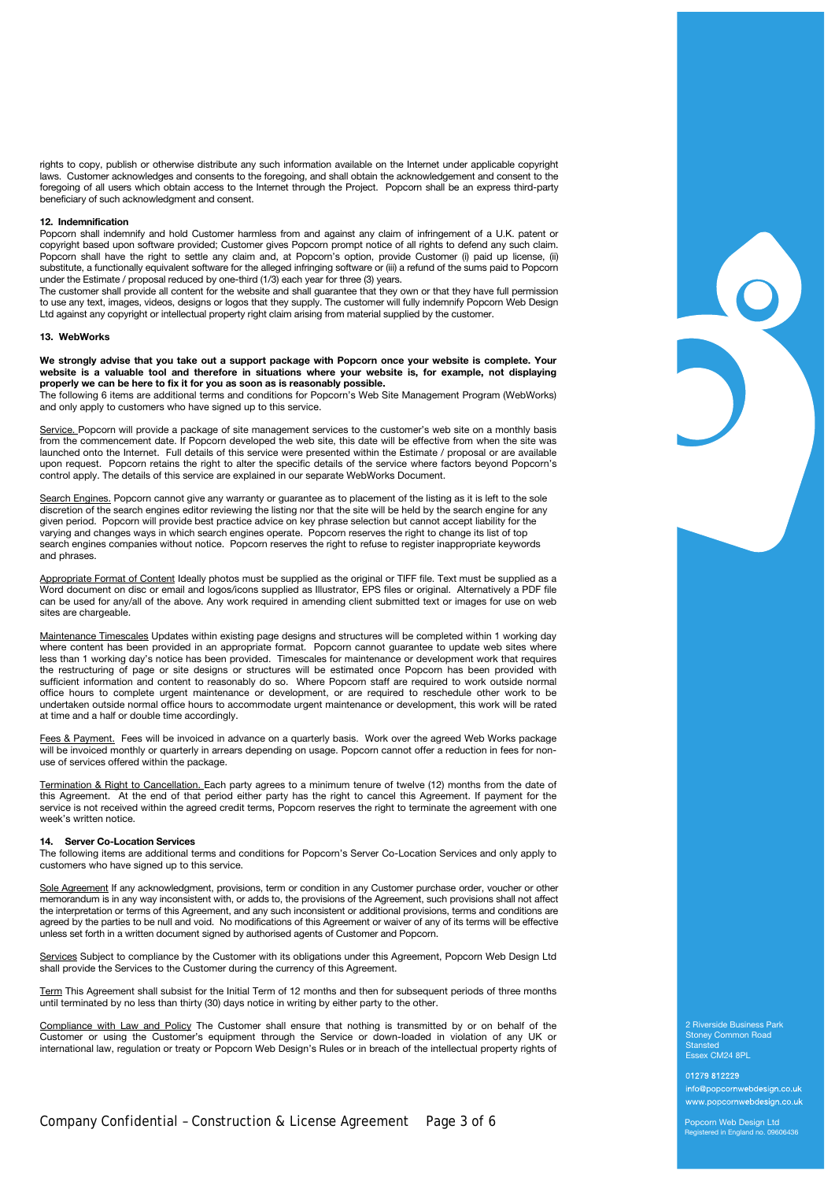rights to copy, publish or otherwise distribute any such information available on the Internet under applicable copyright laws. Customer acknowledges and consents to the foregoing, and shall obtain the acknowledgement and consent to the foregoing of all users which obtain access to the Internet through the Project. Popcorn shall be an express third-party beneficiary of such acknowledgment and consent.

**12. Indemnification**

Popcorn shall indemnify and hold Customer harmless from and against any claim of infringement of a U.K. patent or copyright based upon software provided; Customer gives Popcorn prompt notice of all rights to defend any such claim. Popcorn shall have the right to settle any claim and, at Popcorn's option, provide Customer (i) paid up license, (ii) substitute, a functionally equivalent software for the alleged infringing software or (iii) a refund of the sums paid to Popcorn under the Estimate / proposal reduced by one-third (1/3) each year for three (3) years.

The customer shall provide all content for the website and shall guarantee that they own or that they have full permission to use any text, images, videos, designs or logos that they supply. The customer will fully indemnify Popcorn Web Design Ltd against any copyright or intellectual property right claim arising from material supplied by the customer.

**13. WebWorks**

**We strongly advise that you take out a support package with Popcorn once your website is complete. Your website is a valuable tool and therefore in situations where your website is, for example, not displaying properly we can be here to fix it for you as soon as is reasonably possible.**

The following 6 items are additional terms and conditions for Popcorn's Web Site Management Program (WebWorks) and only apply to customers who have signed up to this service.

Service. Popcorn will provide a package of site management services to the customer's web site on a monthly basis from the commencement date. If Popcorn developed the web site, this date will be effective from when the site was launched onto the Internet. Full details of this service were presented within the Estimate / proposal or are available upon request. Popcorn retains the right to alter the specific details of the service where factors beyond Popcorn's control apply. The details of this service are explained in our separate WebWorks Document.

Search Engines. Popcorn cannot give any warranty or guarantee as to placement of the listing as it is left to the sole discretion of the search engines editor reviewing the listing nor that the site will be held by the search engine for any given period. Popcorn will provide best practice advice on key phrase selection but cannot accept liability for the varying and changes ways in which search engines operate. Popcorn reserves the right to change its list of top search engines companies without notice. Popcorn reserves the right to refuse to register inappropriate keywords and phrases.

Appropriate Format of Content Ideally photos must be supplied as the original or TIFF file. Text must be supplied as a Word document on disc or email and logos/icons supplied as Illustrator, EPS files or original. Alternatively a PDF file can be used for any/all of the above. Any work required in amending client submitted text or images for use on web sites are chargeable.

Maintenance Timescales Updates within existing page designs and structures will be completed within 1 working day where content has been provided in an appropriate format. Popcorn cannot guarantee to update web sites where less than 1 working day's notice has been provided. Timescales for maintenance or development work that requires the restructuring of page or site designs or structures will be estimated once Popcorn has been provided with sufficient information and content to reasonably do so. Where Popcorn staff are required to work outside normal office hours to complete urgent maintenance or development, or are required to reschedule other work to be undertaken outside normal office hours to accommodate urgent maintenance or development, this work will be rated at time and a half or double time accordingly.

Fees & Payment. Fees will be invoiced in advance on a quarterly basis. Work over the agreed Web Works package will be invoiced monthly or quarterly in arrears depending on usage. Popcorn cannot offer a reduction in fees for non-use of services offered within the package.

Termination & Right to Cancellation. Each party agrees to a minimum tenure of twelve (12) months from the date of this Agreement. At the end of that period either party has the right to cancel this Agreement. If payment for the service is not received within the agreed credit terms, Popcorn reserves the right to terminate the agreement with one week's written notice.

**14. Server Co-Location Services**

The following items are additional terms and conditions for Popcorn's Server Co-Location Services and only apply to customers who have signed up to this service.

Sole Agreement If any acknowledgment, provisions, term or condition in any Customer purchase order, voucher or other memorandum is in any way inconsistent with, or adds to, the provisions of the Agreement, such provisions shall not affect the interpretation or terms of this Agreement, and any such inconsistent or additional provisions, terms and conditions are agreed by the parties to be null and void. No modifications of this Agreement or waiver of any of its terms will be effective unless set forth in a written document signed by authorised agents of Customer and Popcorn.

Services Subject to compliance by the Customer with its obligations under this Agreement, Popcorn Web Design Ltd shall provide the Services to the Customer during the currency of this Agreement.

Term This Agreement shall subsist for the Initial Term of 12 months and then for subsequent periods of three months until terminated by no less than thirty (30) days notice in writing by either party to the other.

Compliance with Law and Policy The Customer shall ensure that nothing is transmitted by or on behalf of the Customer or using the Customer's equipment through the Service or down-loaded in violation of any UK or international law, regulation or treaty or Popcorn Web Design's Rules or in breach of the intellectual property rights of

2 Riverside Business Park
Stoney Common Road
Stansted
Essex CM24 8PL

01279 812229
info@popcornwebdesign.co.uk
www.popcornwebdesign.co.uk

Popcorn Web Design Ltd
Registered in England no. 09606436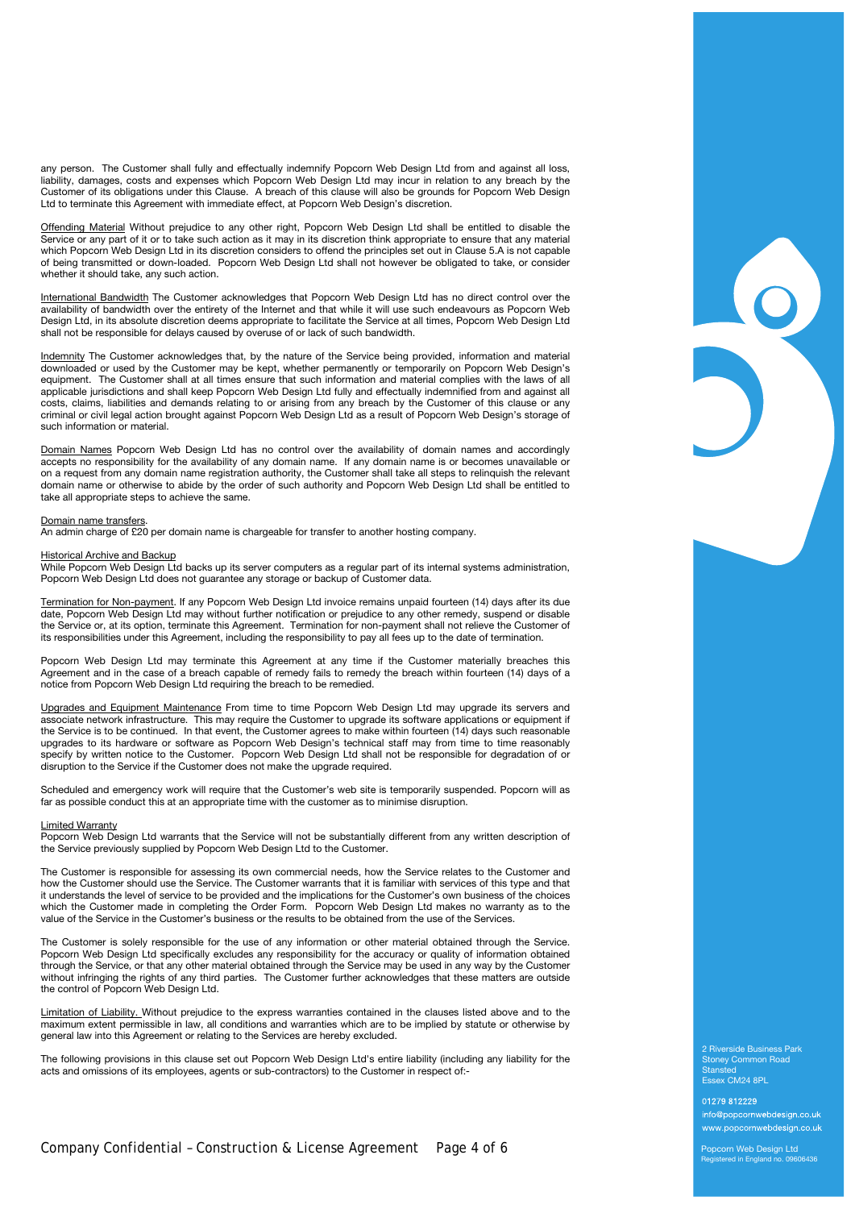any person. The Customer shall fully and effectually indemnify Popcorn Web Design Ltd from and against all loss, liability, damages, costs and expenses which Popcorn Web Design Ltd may incur in relation to any breach by the Customer of its obligations under this Clause. A breach of this clause will also be grounds for Popcorn Web Design Ltd to terminate this Agreement with immediate effect, at Popcorn Web Design's discretion.

Offending Material Without prejudice to any other right, Popcorn Web Design Ltd shall be entitled to disable the Service or any part of it or to take such action as it may in its discretion think appropriate to ensure that any material which Popcorn Web Design Ltd in its discretion considers to offend the principles set out in Clause 5.A is not capable of being transmitted or down-loaded. Popcorn Web Design Ltd shall not however be obligated to take, or consider whether it should take, any such action.

International Bandwidth The Customer acknowledges that Popcorn Web Design Ltd has no direct control over the availability of bandwidth over the entirety of the Internet and that while it will use such endeavours as Popcorn Web Design Ltd, in its absolute discretion deems appropriate to facilitate the Service at all times, Popcorn Web Design Ltd shall not be responsible for delays caused by overuse of or lack of such bandwidth.

Indemnity The Customer acknowledges that, by the nature of the Service being provided, information and material downloaded or used by the Customer may be kept, whether permanently or temporarily on Popcorn Web Design's equipment. The Customer shall at all times ensure that such information and material complies with the laws of all applicable jurisdictions and shall keep Popcorn Web Design Ltd fully and effectually indemnified from and against all costs, claims, liabilities and demands relating to or arising from any breach by the Customer of this clause or any criminal or civil legal action brought against Popcorn Web Design Ltd as a result of Popcorn Web Design's storage of such information or material.

Domain Names Popcorn Web Design Ltd has no control over the availability of domain names and accordingly accepts no responsibility for the availability of any domain name. If any domain name is or becomes unavailable or on a request from any domain name registration authority, the Customer shall take all steps to relinquish the relevant domain name or otherwise to abide by the order of such authority and Popcorn Web Design Ltd shall be entitled to take all appropriate steps to achieve the same.

Domain name transfers.
An admin charge of £20 per domain name is chargeable for transfer to another hosting company.

Historical Archive and Backup
While Popcorn Web Design Ltd backs up its server computers as a regular part of its internal systems administration, Popcorn Web Design Ltd does not guarantee any storage or backup of Customer data.

Termination for Non-payment. If any Popcorn Web Design Ltd invoice remains unpaid fourteen (14) days after its due date, Popcorn Web Design Ltd may without further notification or prejudice to any other remedy, suspend or disable the Service or, at its option, terminate this Agreement. Termination for non-payment shall not relieve the Customer of its responsibilities under this Agreement, including the responsibility to pay all fees up to the date of termination.

Popcorn Web Design Ltd may terminate this Agreement at any time if the Customer materially breaches this Agreement and in the case of a breach capable of remedy fails to remedy the breach within fourteen (14) days of a notice from Popcorn Web Design Ltd requiring the breach to be remedied.

Upgrades and Equipment Maintenance From time to time Popcorn Web Design Ltd may upgrade its servers and associate network infrastructure. This may require the Customer to upgrade its software applications or equipment if the Service is to be continued. In that event, the Customer agrees to make within fourteen (14) days such reasonable upgrades to its hardware or software as Popcorn Web Design's technical staff may from time to time reasonably specify by written notice to the Customer. Popcorn Web Design Ltd shall not be responsible for degradation of or disruption to the Service if the Customer does not make the upgrade required.

Scheduled and emergency work will require that the Customer's web site is temporarily suspended. Popcorn will as far as possible conduct this at an appropriate time with the customer as to minimise disruption.

Limited Warranty
Popcorn Web Design Ltd warrants that the Service will not be substantially different from any written description of the Service previously supplied by Popcorn Web Design Ltd to the Customer.

The Customer is responsible for assessing its own commercial needs, how the Service relates to the Customer and how the Customer should use the Service. The Customer warrants that it is familiar with services of this type and that it understands the level of service to be provided and the implications for the Customer's own business of the choices which the Customer made in completing the Order Form. Popcorn Web Design Ltd makes no warranty as to the value of the Service in the Customer's business or the results to be obtained from the use of the Services.

The Customer is solely responsible for the use of any information or other material obtained through the Service. Popcorn Web Design Ltd specifically excludes any responsibility for the accuracy or quality of information obtained through the Service, or that any other material obtained through the Service may be used in any way by the Customer without infringing the rights of any third parties. The Customer further acknowledges that these matters are outside the control of Popcorn Web Design Ltd.

Limitation of Liability. Without prejudice to the express warranties contained in the clauses listed above and to the maximum extent permissible in law, all conditions and warranties which are to be implied by statute or otherwise by general law into this Agreement or relating to the Services are hereby excluded.

The following provisions in this clause set out Popcorn Web Design Ltd's entire liability (including any liability for the acts and omissions of its employees, agents or sub-contractors) to the Customer in respect of:-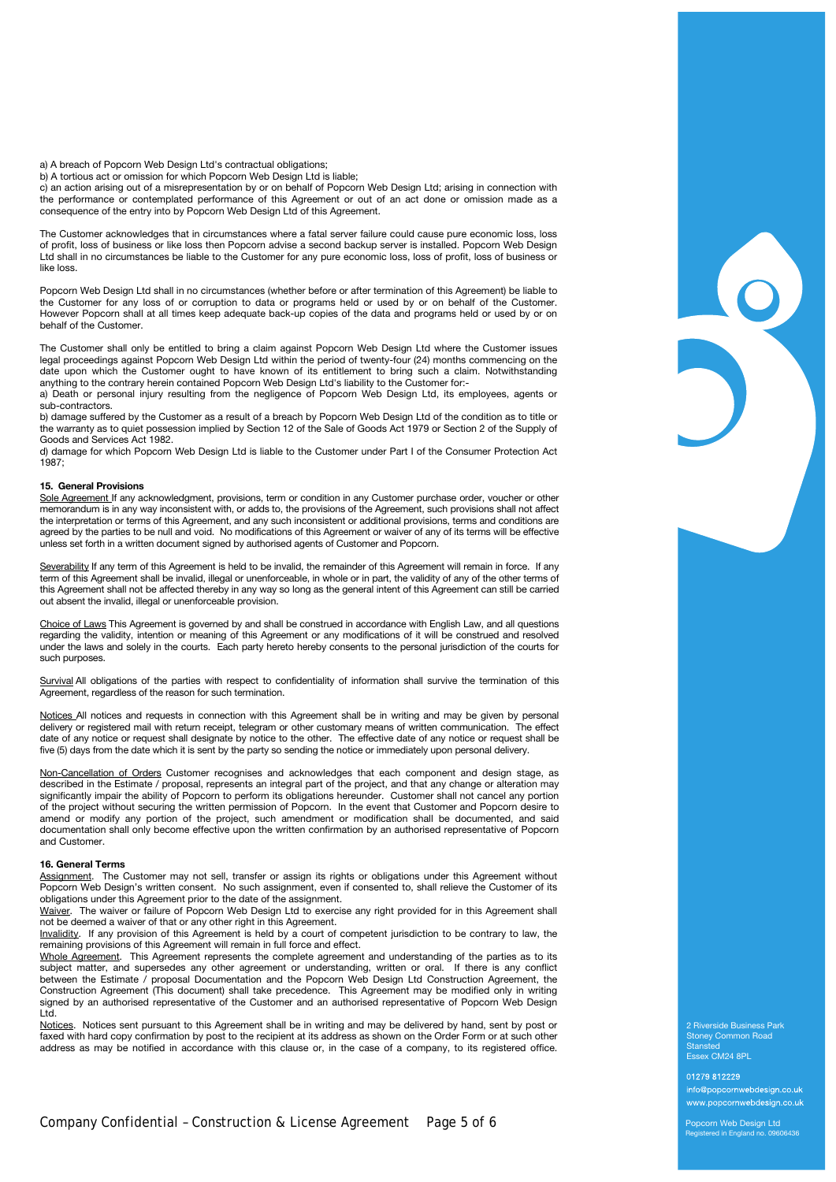a) A breach of Popcorn Web Design Ltd's contractual obligations;
b) A tortious act or omission for which Popcorn Web Design Ltd is liable;
c) an action arising out of a misrepresentation by or on behalf of Popcorn Web Design Ltd; arising in connection with the performance or contemplated performance of this Agreement or out of an act done or omission made as a consequence of the entry into by Popcorn Web Design Ltd of this Agreement.

The Customer acknowledges that in circumstances where a fatal server failure could cause pure economic loss, loss of profit, loss of business or like loss then Popcorn advise a second backup server is installed. Popcorn Web Design Ltd shall in no circumstances be liable to the Customer for any pure economic loss, loss of profit, loss of business or like loss.

Popcorn Web Design Ltd shall in no circumstances (whether before or after termination of this Agreement) be liable to the Customer for any loss of or corruption to data or programs held or used by or on behalf of the Customer. However Popcorn shall at all times keep adequate back-up copies of the data and programs held or used by or on behalf of the Customer.

The Customer shall only be entitled to bring a claim against Popcorn Web Design Ltd where the Customer issues legal proceedings against Popcorn Web Design Ltd within the period of twenty-four (24) months commencing on the date upon which the Customer ought to have known of its entitlement to bring such a claim. Notwithstanding anything to the contrary herein contained Popcorn Web Design Ltd's liability to the Customer for:-
a) Death or personal injury resulting from the negligence of Popcorn Web Design Ltd, its employees, agents or sub-contractors.
b) damage suffered by the Customer as a result of a breach by Popcorn Web Design Ltd of the condition as to title or the warranty as to quiet possession implied by Section 12 of the Sale of Goods Act 1979 or Section 2 of the Supply of Goods and Services Act 1982.
d) damage for which Popcorn Web Design Ltd is liable to the Customer under Part I of the Consumer Protection Act 1987;

## 15. General Provisions

Sole Agreement If any acknowledgment, provisions, term or condition in any Customer purchase order, voucher or other memorandum is in any way inconsistent with, or adds to, the provisions of the Agreement, such provisions shall not affect the interpretation or terms of this Agreement, and any such inconsistent or additional provisions, terms and conditions are agreed by the parties to be null and void. No modifications of this Agreement or waiver of any of its terms will be effective unless set forth in a written document signed by authorised agents of Customer and Popcorn.

Severability If any term of this Agreement is held to be invalid, the remainder of this Agreement will remain in force. If any term of this Agreement shall be invalid, illegal or unenforceable, in whole or in part, the validity of any of the other terms of this Agreement shall not be affected thereby in any way so long as the general intent of this Agreement can still be carried out absent the invalid, illegal or unenforceable provision.

Choice of Laws This Agreement is governed by and shall be construed in accordance with English Law, and all questions regarding the validity, intention or meaning of this Agreement or any modifications of it will be construed and resolved under the laws and solely in the courts. Each party hereto hereby consents to the personal jurisdiction of the courts for such purposes.

Survival All obligations of the parties with respect to confidentiality of information shall survive the termination of this Agreement, regardless of the reason for such termination.

Notices All notices and requests in connection with this Agreement shall be in writing and may be given by personal delivery or registered mail with return receipt, telegram or other customary means of written communication. The effect date of any notice or request shall designate by notice to the other. The effective date of any notice or request shall be five (5) days from the date which it is sent by the party so sending the notice or immediately upon personal delivery.

Non-Cancellation of Orders Customer recognises and acknowledges that each component and design stage, as described in the Estimate / proposal, represents an integral part of the project, and that any change or alteration may significantly impair the ability of Popcorn to perform its obligations hereunder. Customer shall not cancel any portion of the project without securing the written permission of Popcorn. In the event that Customer and Popcorn desire to amend or modify any portion of the project, such amendment or modification shall be documented, and said documentation shall only become effective upon the written confirmation by an authorised representative of Popcorn and Customer.

## 16. General Terms

Assignment. The Customer may not sell, transfer or assign its rights or obligations under this Agreement without Popcorn Web Design's written consent. No such assignment, even if consented to, shall relieve the Customer of its obligations under this Agreement prior to the date of the assignment.
Waiver. The waiver or failure of Popcorn Web Design Ltd to exercise any right provided for in this Agreement shall not be deemed a waiver of that or any other right in this Agreement.
Invalidity. If any provision of this Agreement is held by a court of competent jurisdiction to be contrary to law, the remaining provisions of this Agreement will remain in full force and effect.
Whole Agreement. This Agreement represents the complete agreement and understanding of the parties as to its subject matter, and supersedes any other agreement or understanding, written or oral. If there is any conflict between the Estimate / proposal Documentation and the Popcorn Web Design Ltd Construction Agreement, the Construction Agreement (This document) shall take precedence. This Agreement may be modified only in writing signed by an authorised representative of the Customer and an authorised representative of Popcorn Web Design Ltd.
Notices. Notices sent pursuant to this Agreement shall be in writing and may be delivered by hand, sent by post or faxed with hard copy confirmation by post to the recipient at its address as shown on the Order Form or at such other address as may be notified in accordance with this clause or, in the case of a company, to its registered office.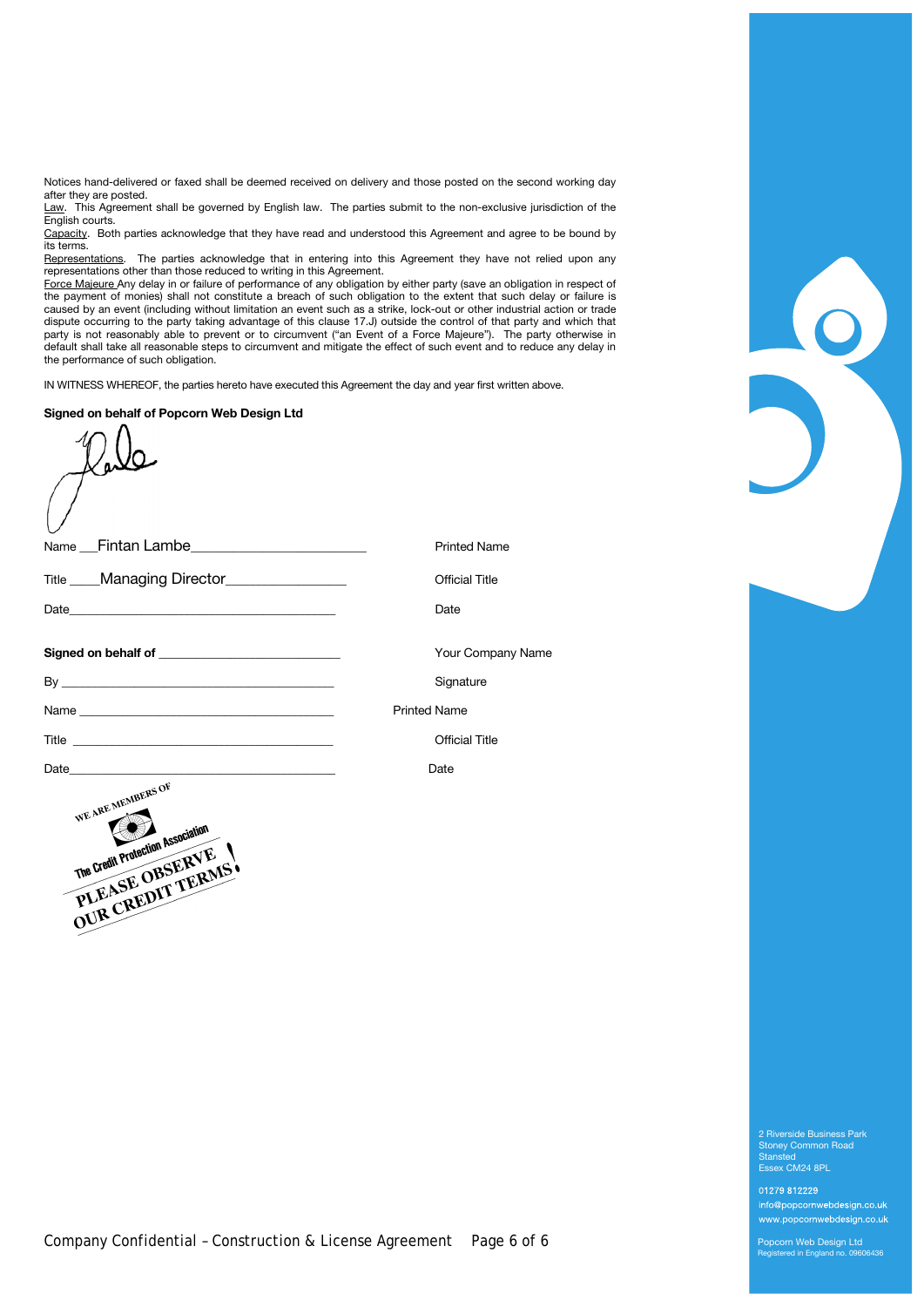Notices hand-delivered or faxed shall be deemed received on delivery and those posted on the second working day after they are posted.

Law. This Agreement shall be governed by English law. The parties submit to the non-exclusive jurisdiction of the English courts.

Capacity. Both parties acknowledge that they have read and understood this Agreement and agree to be bound by its terms.

Representations. The parties acknowledge that in entering into this Agreement they have not relied upon any representations other than those reduced to writing in this Agreement.

Force Majeure Any delay in or failure of performance of any obligation by either party (save an obligation in respect of the payment of monies) shall not constitute a breach of such obligation to the extent that such delay or failure is caused by an event (including without limitation an event such as a strike, lock-out or other industrial action or trade dispute occurring to the party taking advantage of this clause 17.J) outside the control of that party and which that party is not reasonably able to prevent or to circumvent ("an Event of a Force Majeure"). The party otherwise in default shall take all reasonable steps to circumvent and mitigate the effect of such event and to reduce any delay in the performance of such obligation.

IN WITNESS WHEREOF, the parties hereto have executed this Agreement the day and year first written above.

**Signed on behalf of Popcorn Web Design Ltd**

Name \_\_Fintan Lambe\_\_\_\_\_\_\_\_\_\_\_\_\_\_\_\_\_\_ Printed Name

Title \_\_\_\_Managing Director\_\_\_\_\_\_\_\_\_\_\_\_\_ Official Title

Date\_\_\_\_\_\_\_\_\_\_\_\_\_\_\_\_\_\_\_\_\_\_\_\_\_\_\_\_\_\_\_\_ Date

**Signed on behalf of** \_\_\_\_\_\_\_\_\_\_\_\_\_\_\_\_\_\_\_\_\_ Your Company Name

By \_\_\_\_\_\_\_\_\_\_\_\_\_\_\_\_\_\_\_\_\_\_\_\_\_\_\_\_\_\_\_\_ Signature

Name \_\_\_\_\_\_\_\_\_\_\_\_\_\_\_\_\_\_\_\_\_\_\_\_\_\_\_\_\_\_ Printed Name

Title \_\_\_\_\_\_\_\_\_\_\_\_\_\_\_\_\_\_\_\_\_\_\_\_\_\_\_\_\_\_\_ Official Title

Date\_\_\_\_\_\_\_\_\_\_\_\_\_\_\_\_\_\_\_\_\_\_\_\_\_\_\_\_\_\_\_\_ Date

WE ARE MEMBERS OF
The Credit Protection Association
PLEASE OBSERVE OUR CREDIT TERMS!

2 Riverside Business Park
Stoney Common Road
Stansted
Essex CM24 8PL

01279 812229
info@popcornwebdesign.co.uk
www.popcornwebdesign.co.uk

Popcorn Web Design Ltd
Registered in England no. 09606436